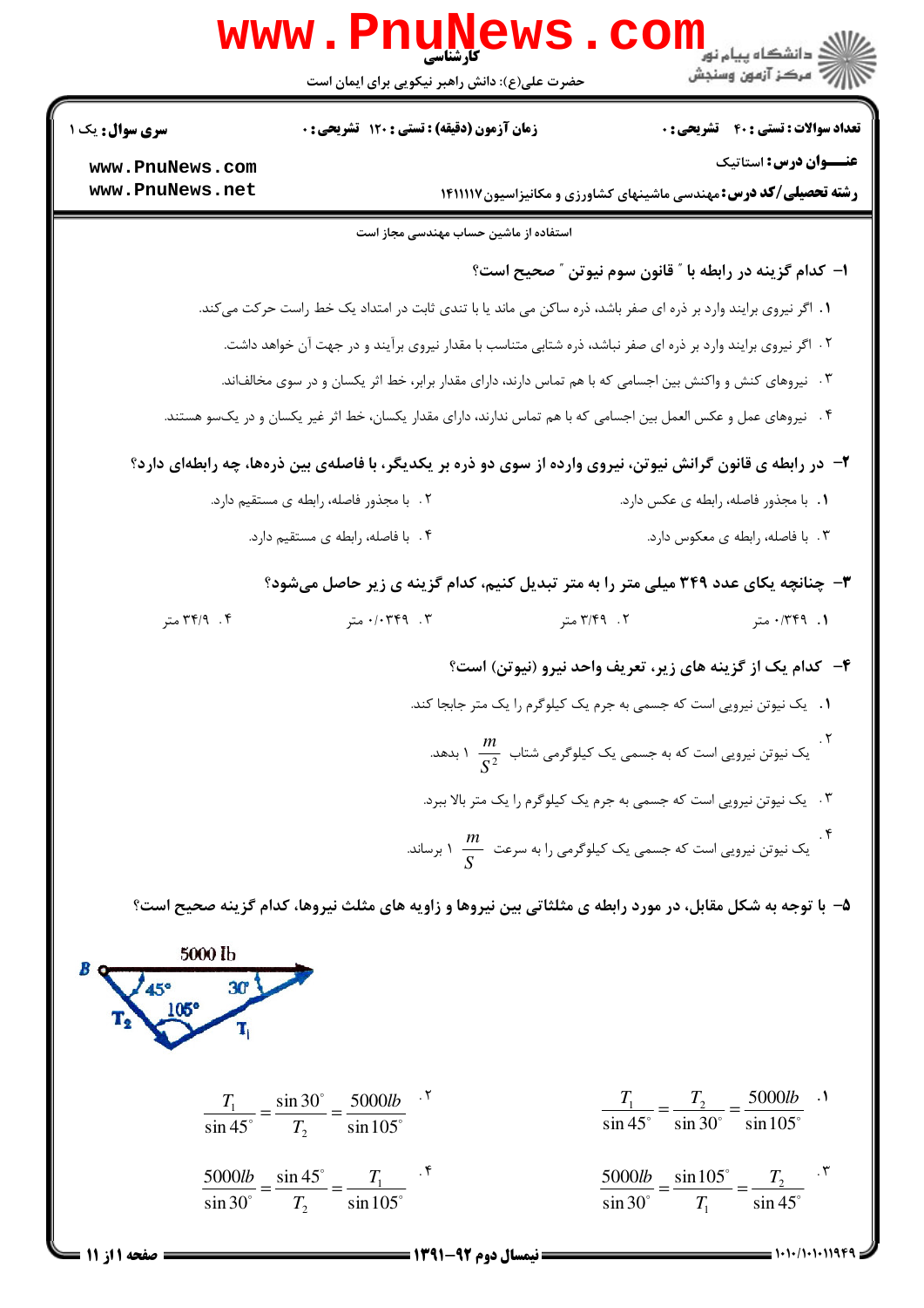**کارشناسی**

حضرت علی(ع): دانش راهبر نیکویی برای ایمان است

**سری سوال:** یک ۱ | **زمان آزمون (دقیقه) : تستی : ۱۲۰ تشریحی : ۰** | **تعداد سوالات : تستی : ۴۰ تشریحی : ۰**

**عنـــوان درس:** استاتیک

**رشته تحصیلی/کد درس:** مهندسی ماشینهای کشاورزی و مکانیزاسیون ۱۴۱۱۱۱۷

استفاده از ماشین حساب مهندسی مجاز است

**۱- کدام گزینه در رابطه با " قانون سوم نیوتن " صحیح است؟**

۱. اگر نیروی برایند وارد بر ذره ای صفر باشد، ذره ساکن می ماند یا با تندی ثابت در امتداد یک خط راست حرکت می‌کند.

۲. اگر نیروی برایند وارد بر ذره ای صفر نباشد، ذره شتابی متناسب با مقدار نیروی برآیند و در جهت آن خواهد داشت.

۳. نیروهای کنش و واکنش بین اجسامی که با هم تماس دارند، دارای مقدار برابر، خط اثر یکسان و در سوی مخالف‌اند.

۴. نیروهای عمل و عکس العمل بین اجسامی که با هم تماس ندارند، دارای مقدار یکسان، خط اثر غیر یکسان و در یک‌سو هستند.

**۲- در رابطه ی قانون گرانش نیوتن، نیروی وارده از سوی دو ذره بر یکدیگر، با فاصله‌ی بین ذره‌ها، چه رابطه‌ای دارد؟**

۱. با مجذور فاصله، رابطه ی عکس دارد.

۲. با مجذور فاصله، رابطه ی مستقیم دارد.

۳. با فاصله، رابطه ی معکوس دارد.

۴. با فاصله، رابطه ی مستقیم دارد.

**۳- چنانچه یکای عدد ۳۴۹ میلی متر را به متر تبدیل کنیم، کدام گزینه ی زیر حاصل می‌شود؟**

۱. ۰/۳۴۹ متر

۲. ۳/۴۹ متر

۳. ۰/۰۳۴۹ متر

۴. ۳۴/۹ متر

**۴- کدام یک از گزینه های زیر، تعریف واحد نیرو (نیوتن) است؟**

۱. یک نیوتن نیرویی است که جسمی به جرم یک کیلوگرم را یک متر جابجا کند.

۲. یک نیوتن نیرویی است که به جسمی یک کیلوگرمی شتاب $1\ \frac{m}{S^2}$ بدهد.

۳. یک نیوتن نیرویی است که جسمی به جرم یک کیلوگرم را یک متر بالا ببرد.

۴. یک نیوتن نیرویی است که جسمی یک کیلوگرمی را به سرعت $1\ \frac{m}{S}$ برساند.

**۵- با توجه به شکل مقابل، در مورد رابطه ی مثلثاتی بین نیروها و زاویه های مثلث نیروها، کدام گزینه صحیح است؟**

۱. $\frac{T_1}{\sin 45^\circ} = \frac{T_2}{\sin 30^\circ} = \frac{5000lb}{\sin 105^\circ}$

۲. $\frac{T_1}{\sin 45^\circ} = \frac{\sin 30^\circ}{T_2} = \frac{5000lb}{\sin 105^\circ}$

۳. $\frac{5000lb}{\sin 30^\circ} = \frac{\sin 105^\circ}{T_1} = \frac{T_2}{\sin 45^\circ}$

۴. $\frac{5000lb}{\sin 30^\circ} = \frac{\sin 45^\circ}{T_2} = \frac{T_1}{\sin 105^\circ}$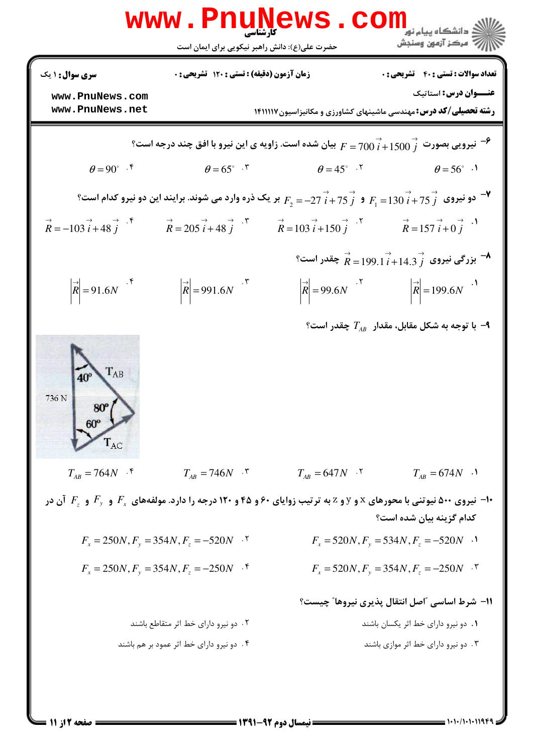۶- نیرویی بصورت $\vec{F} = 700\,\vec{i} + 1500\,\vec{j}$ بیان شده است. زاویه ی این نیرو با افق چند درجه است؟

۱. $\theta = 56^\circ$

۲. $\theta = 45^\circ$

۳. $\theta = 65^\circ$

۴. $\theta = 90^\circ$

۷- دو نیروی $\vec{F_1} = 130\,\vec{i} + 75\,\vec{j}$ و $\vec{F_2} = -27\,\vec{i} + 75\,\vec{j}$ بر یک ذره وارد می شوند. برایند این دو نیرو کدام است؟

۱. $\vec{R} = 157\,\vec{i} + 0\,\vec{j}$

۲. $\vec{R} = 103\,\vec{i} + 150\,\vec{j}$

۳. $\vec{R} = 205\,\vec{i} + 48\,\vec{j}$

۴. $\vec{R} = -103\,\vec{i} + 48\,\vec{j}$

۸- بزرگی نیروی $\vec{R} = 199.1\,\vec{i} + 14.3\,\vec{j}$ چقدر است؟

۱. $|\vec{R}| = 199.6N$

۲. $|\vec{R}| = 99.6N$

۳. $|\vec{R}| = 991.6N$

۴. $|\vec{R}| = 91.6N$

۹- با توجه به شکل مقابل، مقدار $T_{AB}$ چقدر است؟

۱. $T_{AB} = 674N$

۲. $T_{AB} = 647N$

۳. $T_{AB} = 746N$

۴. $T_{AB} = 764N$

۱۰- نیروی ۵۰۰ نیوتنی با محورهای x و y و z به ترتیب زوایای ۶۰ و ۴۵ و ۱۲۰ درجه را دارد. مولفه‌های $F_x$ و $F_y$ و $F_z$ آن در کدام گزینه بیان شده است؟

۱. $F_x = 520N, F_y = 534N, F_z = -520N$

۲. $F_x = 250N, F_y = 354N, F_z = -520N$

۳. $F_x = 520N, F_y = 354N, F_z = -250N$

۴. $F_x = 250N, F_y = 354N, F_z = -250N$

۱۱- شرط اساسی "اصل انتقال پذیری نیروها" چیست؟

۱. دو نیرو دارای خط اثر یکسان باشند

۲. دو نیرو دارای خط اثر متقاطع باشند

۳. دو نیرو دارای خط اثر موازی باشند

۴. دو نیرو دارای خط اثر عمود بر هم باشند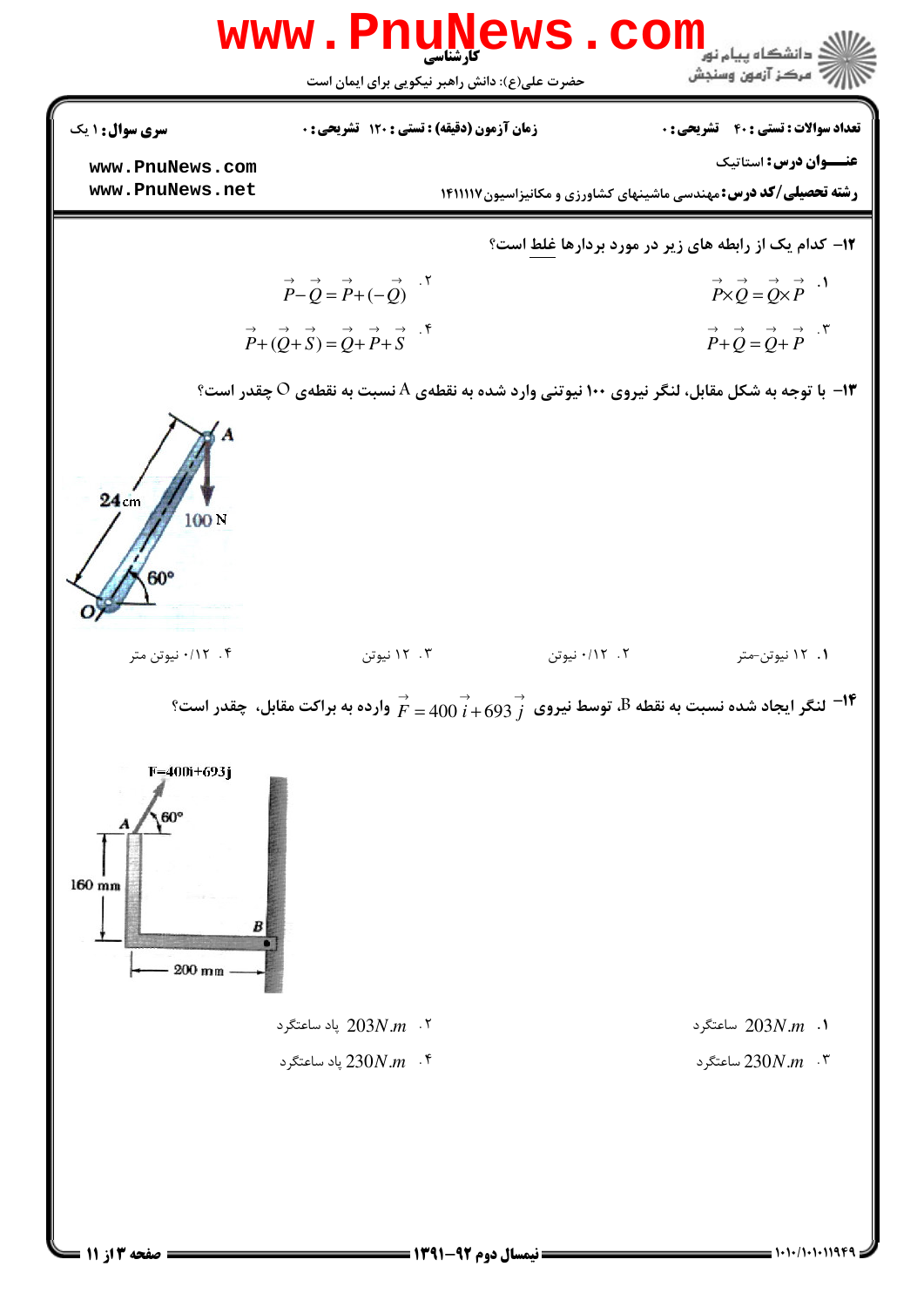**سری سوال:** ۱ یک | **زمان آزمون (دقیقه) :** تستی : ۱۲۰ تشریحی : ۰ | **تعداد سوالات :** تستی : ۴۰ تشریحی : ۰

**عنـــوان درس:** استاتیک

**رشته تحصیلی/کد درس:** مهندسی ماشینهای کشاورزی و مکانیزاسیون ۱۴۱۱۱۱۷

۱۲- کدام یک از رابطه های زیر در مورد بردارها غلط است؟

۱. $\vec{P}\times\vec{Q}=\vec{Q}\times\vec{P}$

۲. $\vec{P}-\vec{Q}=\vec{P}+(-\vec{Q})$

۳. $\vec{P}+\vec{Q}=\vec{Q}+\vec{P}$

۴. $\vec{P}+(\vec{Q}+\vec{S})=\vec{Q}+\vec{P}+\vec{S}$

۱۳- با توجه به شکل مقابل، لنگر نیروی ۱۰۰ نیوتنی وارد شده به نقطهٔ A نسبت به نقطهٔ O چقدر است؟

A
24 cm
100 N
60°
O

۱. ۱۲ نیوتن-متر

۲. ۰/۱۲ نیوتن

۳. ۱۲ نیوتن

۴. ۰/۱۲ نیوتن متر

۱۴- لنگر ایجاد شده نسبت به نقطه B، توسط نیروی $\vec{F}=400\,\vec{i}+693\,\vec{j}$ وارده به براکت مقابل، چقدر است؟

F=400i+693j
A
60°
160 mm
B
200 mm

۱. $203N.m$ ساعتگرد

۲. $203N.m$ پاد ساعتگرد

۳. $230N.m$ ساعتگرد

۴. $230N.m$ پاد ساعتگرد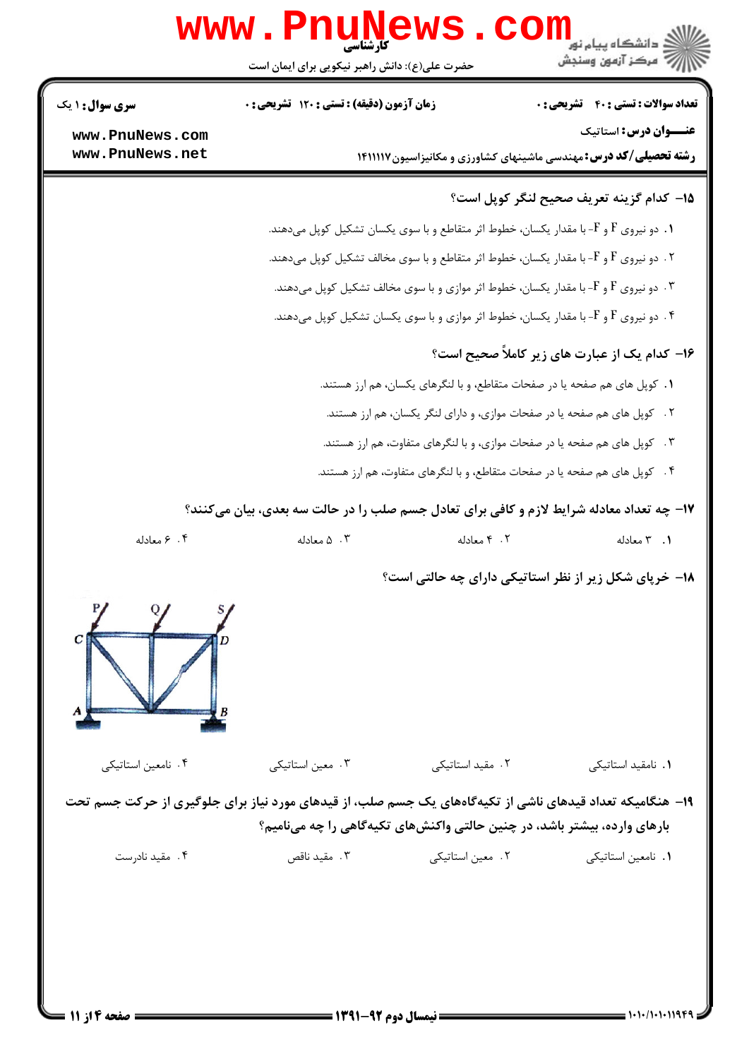**۱۵- کدام گزینه تعریف صحیح لنگر کوپل است؟**

۱. دو نیروی $F$ و $-F$ با مقدار یکسان، خطوط اثر متقاطع و با سوی یکسان تشکیل کوپل می‌دهند.

۲. دو نیروی $F$ و $-F$ با مقدار یکسان، خطوط اثر متقاطع و با سوی مخالف تشکیل کوپل می‌دهند.

۳. دو نیروی $F$ و $-F$ با مقدار یکسان، خطوط اثر موازی و با سوی مخالف تشکیل کوپل می‌دهند.

۴. دو نیروی $F$ و $-F$ با مقدار یکسان، خطوط اثر موازی و با سوی یکسان تشکیل کوپل می‌دهند.

**۱۶- کدام یک از عبارت های زیر کاملاً صحیح است؟**

۱. کوپل های هم صفحه یا در صفحات متقاطع، و با لنگرهای یکسان، هم ارز هستند.

۲. کوپل های هم صفحه یا در صفحات موازی، و دارای لنگر یکسان، هم ارز هستند.

۳. کوپل های هم صفحه یا در صفحات موازی، و با لنگرهای متفاوت، هم ارز هستند.

۴. کوپل های هم صفحه یا در صفحات متقاطع، و با لنگرهای متفاوت، هم ارز هستند.

**۱۷- چه تعداد معادله شرایط لازم و کافی برای تعادل جسم صلب را در حالت سه بعدی، بیان می‌کنند؟**

۱. ۳ معادله  ۲. ۴ معادله  ۳. ۵ معادله  ۴. ۶ معادله

**۱۸- خرپای شکل زیر از نظر استاتیکی دارای چه حالتی است؟**

۱. نامقید استاتیکی  ۲. مقید استاتیکی  ۳. معین استاتیکی  ۴. نامعین استاتیکی

**۱۹- هنگامیکه تعداد قیدهای ناشی از تکیه‌گاه‌های یک جسم صلب، از قیدهای مورد نیاز برای جلوگیری از حرکت جسم تحت بارهای وارده، بیشتر باشد، در چنین حالتی واکنش‌های تکیه‌گاهی را چه می‌نامیم؟**

۱. نامعین استاتیکی  ۲. معین استاتیکی  ۳. مقید ناقص  ۴. مقید نادرست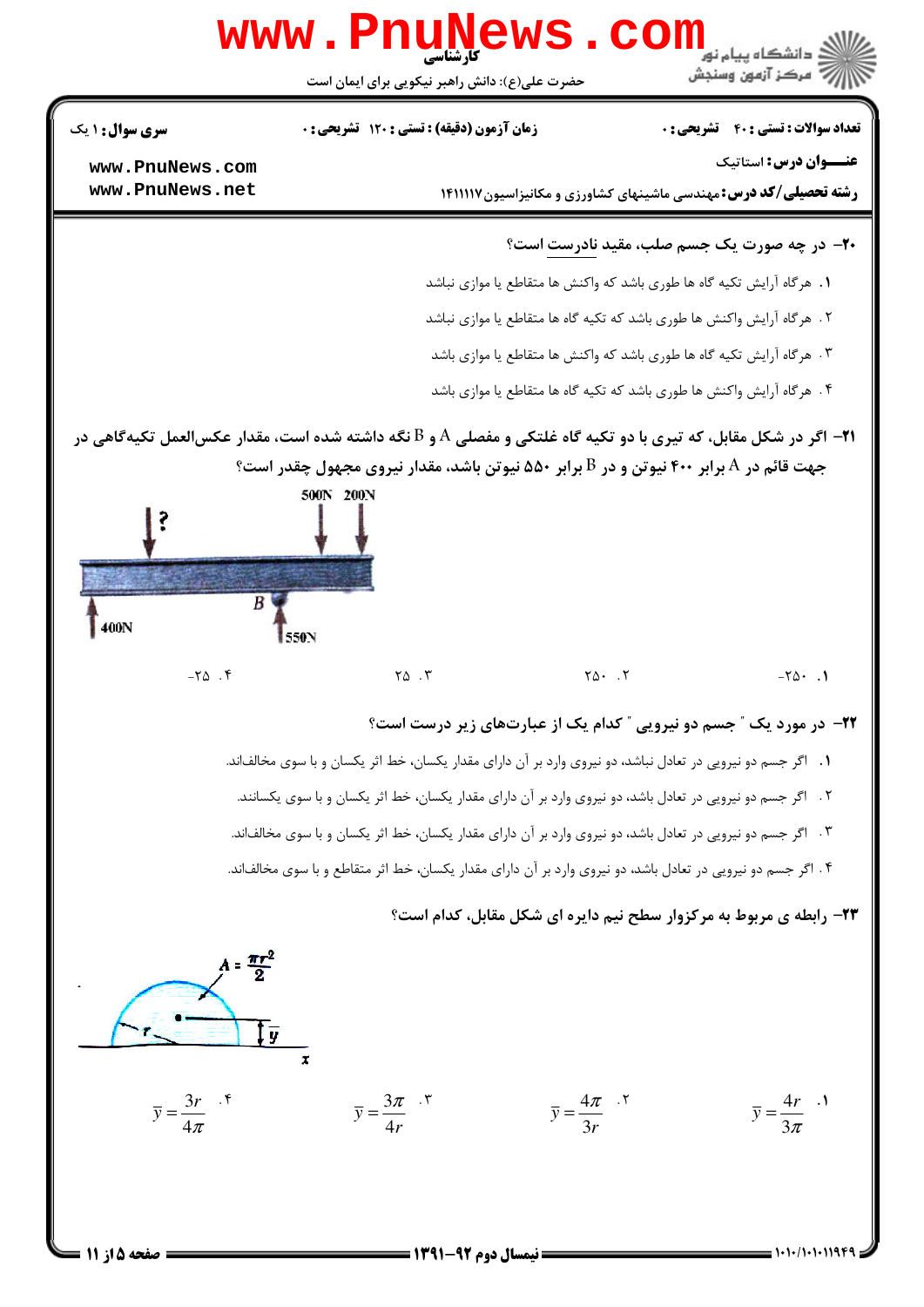**تعداد سوالات : تستی : ۴۰ تشریحی : ۰** | **زمان آزمون (دقیقه) : تستی : ۱۲۰ تشریحی : ۰** | **سری سوال : ۱ یک**

**عنـــوان درس :** استاتیک

**رشته تحصیلی/کد درس :** مهندسی ماشینهای کشاورزی و مکانیزاسیون ۱۴۱۱۱۱۷

**۲۰- در چه صورت یک جسم صلب، مقید نادرست است؟**

۱. هرگاه آرایش تکیه گاه ها طوری باشد که واکنش ها متقاطع یا موازی نباشد

۲. هرگاه آرایش واکنش ها طوری باشد که تکیه گاه ها متقاطع یا موازی نباشد

۳. هرگاه آرایش تکیه گاه ها طوری باشد که واکنش ها متقاطع یا موازی باشد

۴. هرگاه آرایش واکنش ها طوری باشد که تکیه گاه ها متقاطع یا موازی باشد

**۲۱- اگر در شکل مقابل، که تیری با دو تکیه گاه غلتکی و مفصلی A و B نگه داشته شده است، مقدار عکس‌العمل تکیه‌گاهی در جهت قائم در A برابر ۴۰۰ نیوتن و در B برابر ۵۵۰ نیوتن باشد، مقدار نیروی مجهول چقدر است؟**

?، 500N، 200N، B، 400N، 550N

۱. ۲۵۰-

۲. ۲۵۰

۳. ۲۵

۴. ۲۵-

**۲۲- در مورد یک " جسم دو نیرویی " کدام یک از عبارت‌های زیر درست است؟**

۱. اگر جسم دو نیرویی در تعادل نباشد، دو نیروی وارد بر آن دارای مقدار یکسان، خط اثر یکسان و با سوی مخالف‌اند.

۲. اگر جسم دو نیرویی در تعادل باشد، دو نیروی وارد بر آن دارای مقدار یکسان، خط اثر یکسان و با سوی یکسانند.

۳. اگر جسم دو نیرویی در تعادل باشد، دو نیروی وارد بر آن دارای مقدار یکسان، خط اثر یکسان و با سوی مخالف‌اند.

۴. اگر جسم دو نیرویی در تعادل باشد، دو نیروی وارد بر آن دارای مقدار یکسان، خط اثر متقاطع و با سوی مخالف‌اند.

**۲۳- رابطه ی مربوط به مرکزوار سطح نیم دایره ای شکل مقابل، کدام است؟**

$A = \frac{\pi r^2}{2}$، $r$، $\bar{y}$، $x$

۱. $\bar{y} = \frac{4r}{3\pi}$

۲. $\bar{y} = \frac{4\pi}{3r}$

۳. $\bar{y} = \frac{3\pi}{4r}$

۴. $\bar{y} = \frac{3r}{4\pi}$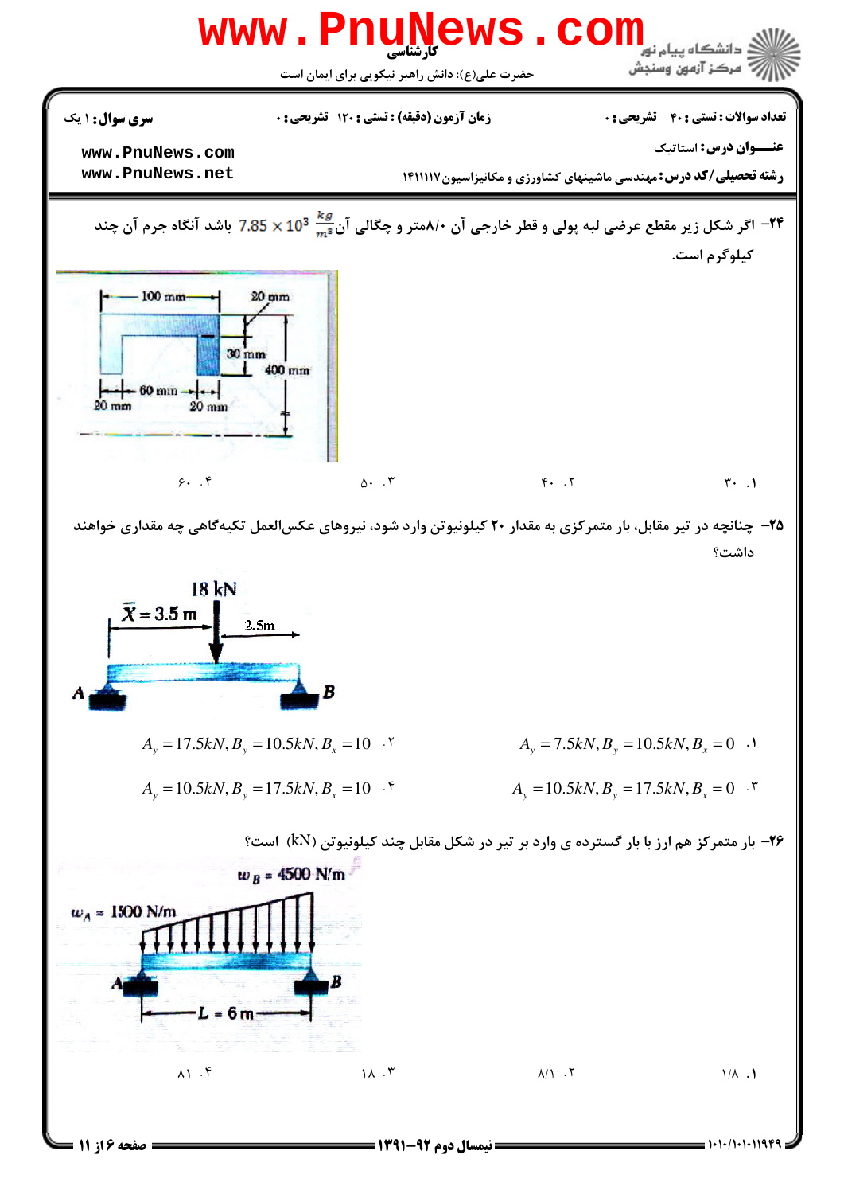۲۴- اگر شکل زیر مقطع عرضی لبه پولی و قطر خارجی آن ۰/۸متر و چگالی آن $7.85 \times 10^3 \ \frac{kg}{m^3}$ باشد آنگاه جرم آن چند کیلوگرم است.

۱. ۳۰ &nbsp;&nbsp;&nbsp; ۲. ۴۰ &nbsp;&nbsp;&nbsp; ۳. ۵۰ &nbsp;&nbsp;&nbsp; ۴. ۶۰

۲۵- چنانچه در تیر مقابل، بار متمرکزی به مقدار ۲۰ کیلونیوتن وارد شود، نیروهای عکس‌العمل تکیه‌گاهی چه مقداری خواهند داشت؟

۱. $A_y = 7.5kN, B_y = 10.5kN, B_x = 0$

۲. $A_y = 17.5kN, B_y = 10.5kN, B_x = 10$

۳. $A_y = 10.5kN, B_y = 17.5kN, B_x = 0$

۴. $A_y = 10.5kN, B_y = 17.5kN, B_x = 10$

۲۶- بار متمرکز هم ارز با بار گسترده ی وارد بر تیر در شکل مقابل چند کیلونیوتن (kN) است؟

۱. ۱/۸ &nbsp;&nbsp;&nbsp; ۲. ۸/۱ &nbsp;&nbsp;&nbsp; ۳. ۱۸ &nbsp;&nbsp;&nbsp; ۴. ۸۱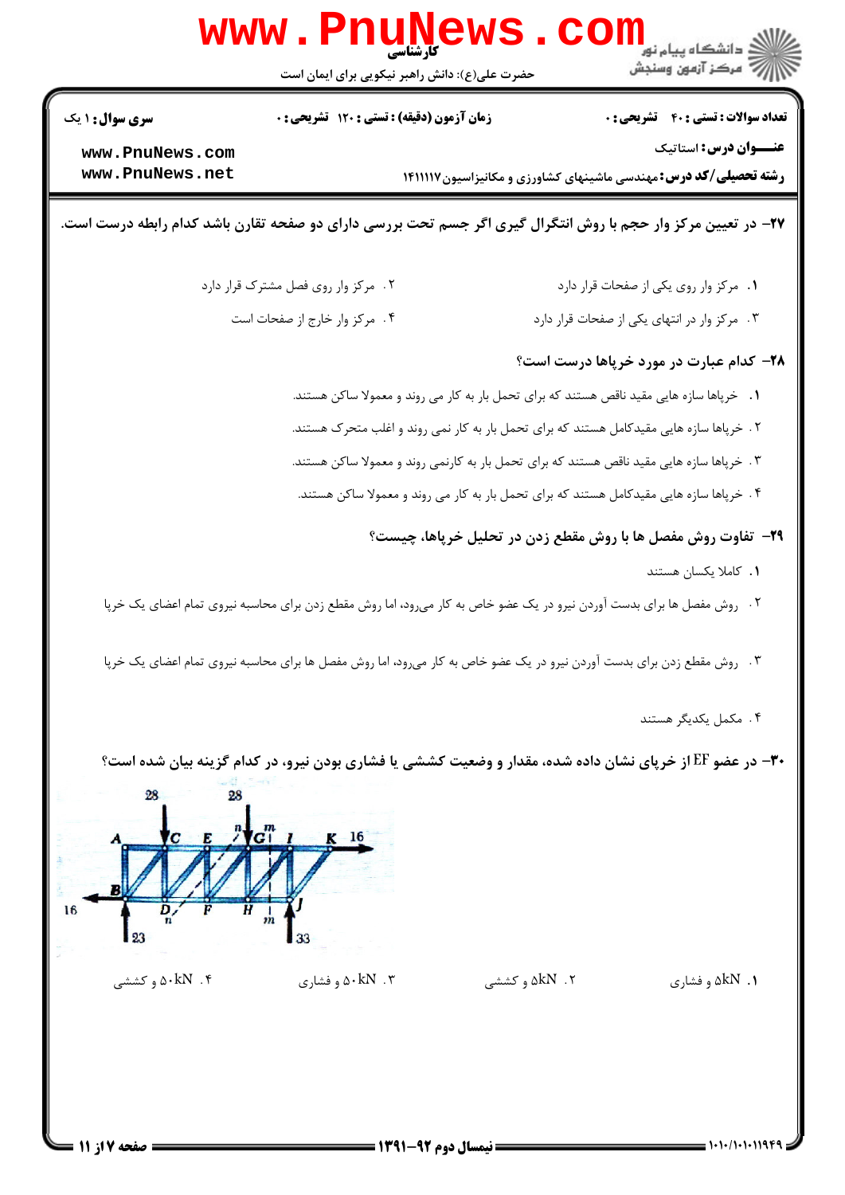**۲۷- در تعیین مرکز وار حجم با روش انتگرال گیری اگر جسم تحت بررسی دارای دو صفحه تقارن باشد کدام رابطه درست است.**

۱. مرکز وار روی یکی از صفحات قرار دارد

۲. مرکز وار روی فصل مشترک قرار دارد

۳. مرکز وار در انتهای یکی از صفحات قرار دارد

۴. مرکز وار خارج از صفحات است

**۲۸- کدام عبارت در مورد خرپاها درست است؟**

۱. خرپاها سازه هایی مقید ناقص هستند که برای تحمل بار به کار می روند و معمولا ساکن هستند.

۲. خرپاها سازه هایی مقیدکامل هستند که برای تحمل بار به کار نمی روند و اغلب متحرک هستند.

۳. خرپاها سازه هایی مقید ناقص هستند که برای تحمل بار به کارنمی روند و معمولا ساکن هستند.

۴. خرپاها سازه هایی مقیدکامل هستند که برای تحمل بار به کار می روند و معمولا ساکن هستند.

**۲۹- تفاوت روش مفصل ها با روش مقطع زدن در تحلیل خرپاها، چیست؟**

۱. کاملا یکسان هستند

۲. روش مفصل ها برای بدست آوردن نیرو در یک عضو خاص به کار می‌رود، اما روش مقطع زدن برای محاسبه نیروی تمام اعضای یک خرپا

۳. روش مقطع زدن برای بدست آوردن نیرو در یک عضو خاص به کار می‌رود، اما روش مفصل ها برای محاسبه نیروی تمام اعضای یک خرپا

۴. مکمل یکدیگر هستند

**۳۰- در عضو EF از خرپای نشان داده شده، مقدار و وضعیت کششی یا فشاری بودن نیرو، در کدام گزینه بیان شده است؟**

۱. 5kN و فشاری

۲. 5kN و کششی

۳. 50kN و فشاری

۴. 50kN و کششی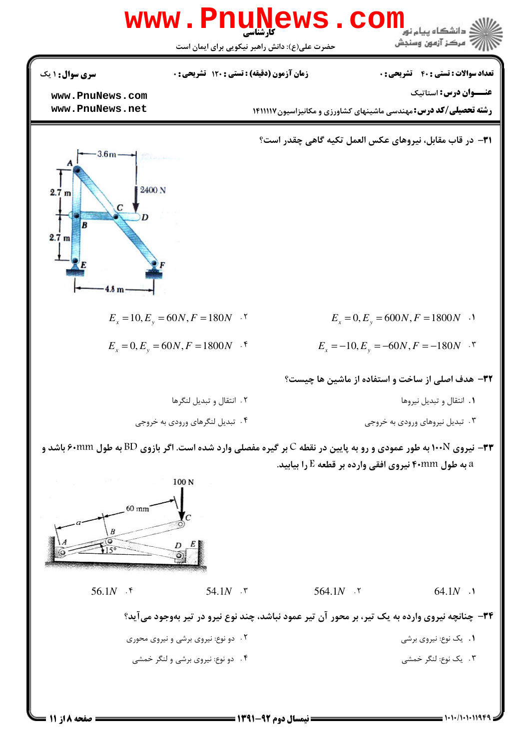کارشناسی

حضرت علی(ع): دانش راهبر نیکویی برای ایمان است

**تعداد سوالات : تستی : ۴۰ تشریحی : ۰** | **زمان آزمون (دقیقه) : تستی : ۱۲۰ تشریحی : ۰** | **سری سوال : ۱ یک**

**عنـــوان درس:** استاتیک

**رشته تحصیلی/کد درس:** مهندسی ماشینهای کشاورزی و مکانیزاسیون ۱۴۱۱۱۱۷

**۳۱-** در قاب مقابل، نیروهای عکس العمل تکیه گاهی چقدر است؟

۱. $E_x = 0, E_y = 600N, F = 1800N$

۲. $E_x = 10, E_y = 60N, F = 180N$

۳. $E_x = -10, E_y = -60N, F = -180N$

۴. $E_x = 0, E_y = 60N, F = 1800N$

**۳۲-** هدف اصلی از ساخت و استفاده از ماشین ها چیست؟

۱. انتقال و تبدیل نیروها

۲. انتقال و تبدیل لنگرها

۳. تبدیل نیروهای ورودی به خروجی

۴. تبدیل لنگرهای ورودی به خروجی

**۳۳-** نیروی ۱۰۰N به طور عمودی و رو به پایین در نقطه C بر گیره مفصلی وارد شده است. اگر بازوی BD به طول ۶۰mm باشد و a به طول ۴۰mm نیروی افقی وارده بر قطعه E را بیابید.

۱. $64.1N$

۲. $564.1N$

۳. $54.1N$

۴. $56.1N$

**۳۴-** چنانچه نیروی وارده به یک تیر، بر محور آن تیر عمود نباشد، چند نوع نیرو در تیر به‌وجود می‌آید؟

۱. یک نوع: نیروی برشی

۲. دو نوع: نیروی برشی و نیروی محوری

۳. یک نوع: لنگر خمشی

۴. دو نوع: نیروی برشی و لنگر خمشی

نیمسال دوم ۹۲-۱۳۹۱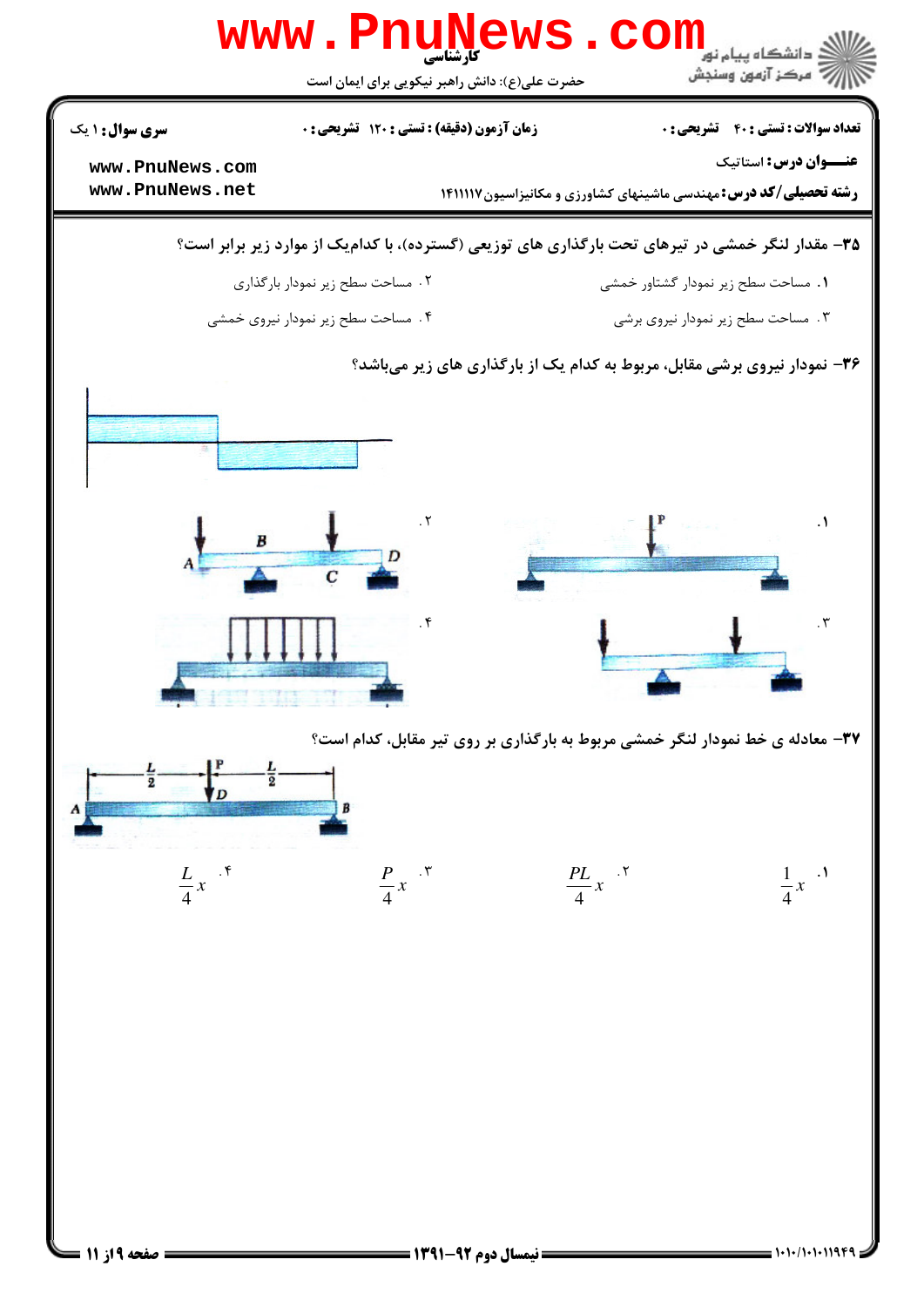**۳۵-** مقدار لنگر خمشی در تیرهای تحت بارگذاری های توزیعی (گسترده)، با کدام‌یک از موارد زیر برابر است؟

۱. مساحت سطح زیر نمودار گشتاور خمشی

۲. مساحت سطح زیر نمودار بارگذاری

۳. مساحت سطح زیر نمودار نیروی برشی

۴. مساحت سطح زیر نمودار نیروی خمشی

**۳۶-** نمودار نیروی برشی مقابل، مربوط به کدام یک از بارگذاری های زیر می‌باشد؟

۱.

۲.

۳.

۴.

**۳۷-** معادله ی خط نمودار لنگر خمشی مربوط به بارگذاری بر روی تیر مقابل، کدام است؟

۱. $\frac{1}{4}x$

۲. $\frac{PL}{4}x$

۳. $\frac{P}{4}x$

۴. $\frac{L}{4}x$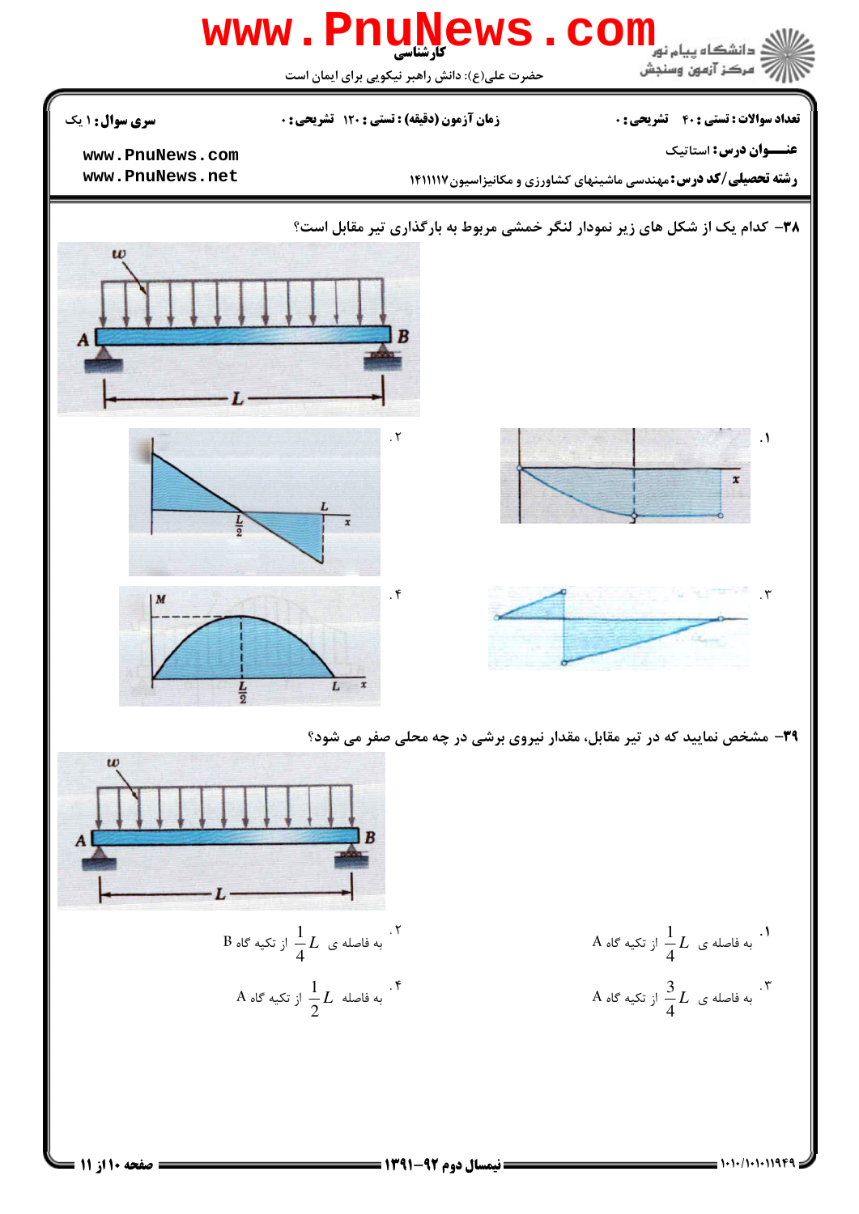**سری سوال:** ۱ یک | **زمان آزمون (دقیقه) : تستی :** ۱۲۰ **تشریحی :** ۰ | **تعداد سوالات : تستی :** ۴۰ **تشریحی :** ۰

**عنـــوان درس:** استاتیک

**رشته تحصیلی/کد درس:** مهندسی ماشینهای کشاورزی و مکانیزاسیون ۱۴۱۱۱۱۷

**۳۸-** کدام یک از شکل های زیر نمودار لنگر خمشی مربوط به بارگذاری تیر مقابل است؟

۱.

۲.

۳.

۴.

**۳۹-** مشخص نمایید که در تیر مقابل، مقدار نیروی برشی در چه محلی صفر می شود؟

۱. به فاصله ی $\frac{1}{4}L$ از تکیه گاه A

۲. به فاصله ی $\frac{1}{4}L$ از تکیه گاه B

۳. به فاصله ی $\frac{3}{4}L$ از تکیه گاه A

۴. به فاصله $\frac{1}{2}L$ از تکیه گاه A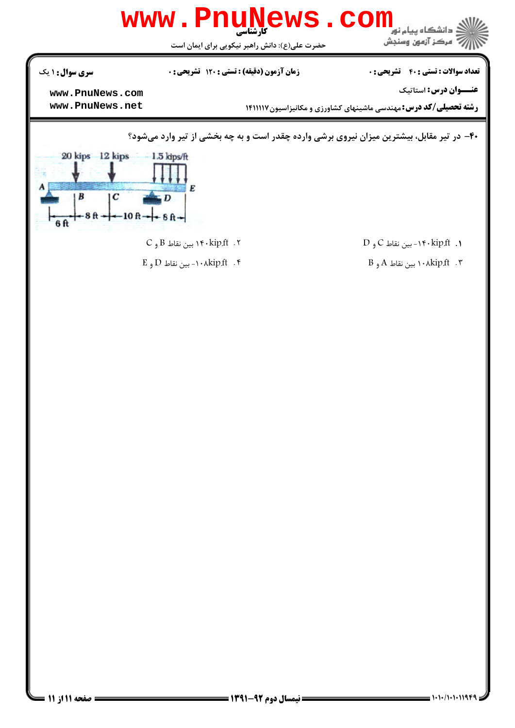کارشناسی

حضرت علی(ع): دانش راهبر نیکویی برای ایمان است

**سری سوال:** ۱ یک

**زمان آزمون (دقیقه) : تستی :** ۱۲۰ **تشریحی :** ۰

**تعداد سوالات : تستی :** ۴۰ **تشریحی :** ۰

**عنـــوان درس:** استاتیک

**رشته تحصیلی/کد درس:** مهندسی ماشینهای کشاورزی و مکانیزاسیون ۱۴۱۱۱۱۷

**۴۰-** در تیر مقابل، بیشترین میزان نیروی برشی وارده چقدر است و به چه بخشی از تیر وارد می‌شود؟

20 kips 12 kips 1.5 kips/ft

A B C D E

6 ft 8 ft 10 ft 8 ft

۱. $-140$ kip.ft بین نقاط C و D

۲. $140$ kip.ft بین نقاط B و C

۳. $108$ kip.ft بین نقاط A و B

۴. $-108$ kip.ft بین نقاط D و E

**نیمسال دوم ۹۲-۱۳۹۱**